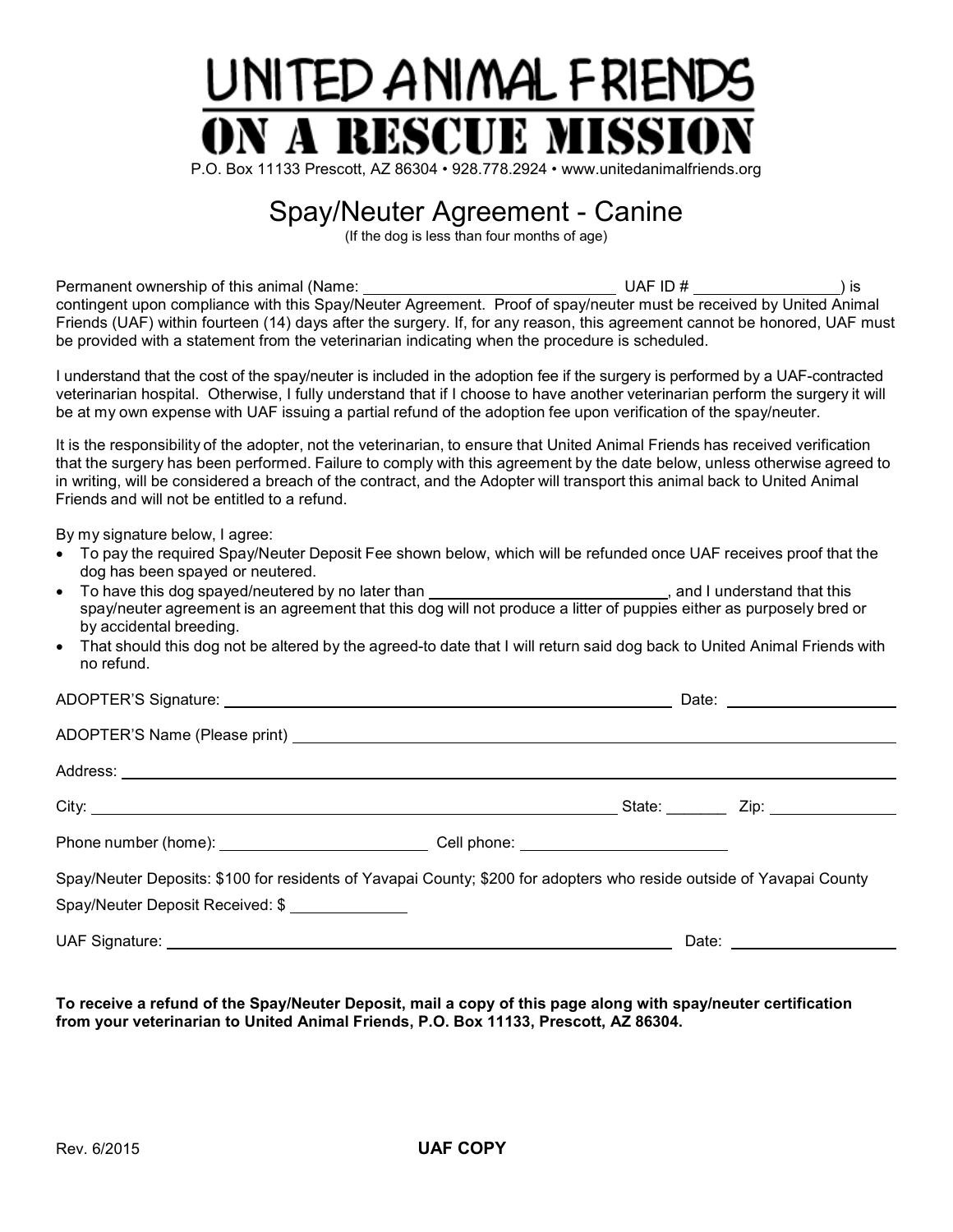# UNITED ANIMAL FRIENDS

# ON A RESCUE MISSION

P.O. Box 11133 Prescott, AZ 86304 • 928.778.2924 • www.unitedanimalfriends.org

## Spay/Neuter Agreement - Canine

(If the dog is less than four months of age)

Permanent ownership of this animal (Name: ______________________ UAF ID # ______________) is contingent upon compliance with this Spay/Neuter Agreement. Proof of spay/neuter must be received by United Animal Friends (UAF) within fourteen (14) days after the surgery. If, for any reason, this agreement cannot be honored, UAF must be provided with a statement from the veterinarian indicating when the procedure is scheduled.

I understand that the cost of the spay/neuter is included in the adoption fee if the surgery is performed by a UAF-contracted veterinarian hospital. Otherwise, I fully understand that if I choose to have another veterinarian perform the surgery it will be at my own expense with UAF issuing a partial refund of the adoption fee upon verification of the spay/neuter.

It is the responsibility of the adopter, not the veterinarian, to ensure that United Animal Friends has received verification that the surgery has been performed. Failure to comply with this agreement by the date below, unless otherwise agreed to in writing, will be considered a breach of the contract, and the Adopter will transport this animal back to United Animal Friends and will not be entitled to a refund.

By my signature below, I agree:

- To pay the required Spay/Neuter Deposit Fee shown below, which will be refunded once UAF receives proof that the dog has been spayed or neutered.
- To have this dog spayed/neutered by no later than ______________________, and I understand that this spay/neuter agreement is an agreement that this dog will not produce a litter of puppies either as purposely bred or by accidental breeding.
- That should this dog not be altered by the agreed-to date that I will return said dog back to United Animal Friends with no refund.

ADOPTER'S Signature: ________________________________ Date: ______________

ADOPTER'S Name (Please print) ________________________________

Address: ________________________________

City: ________________________ State: _______ Zip: ____________

Phone number (home): ____________________ Cell phone: ____________________

Spay/Neuter Deposits: $100 for residents of Yavapai County; $200 for adopters who reside outside of Yavapai County

Spay/Neuter Deposit Received: $ ____________

UAF Signature: ________________________________ Date: ______________

**To receive a refund of the Spay/Neuter Deposit, mail a copy of this page along with spay/neuter certification from your veterinarian to United Animal Friends, P.O. Box 11133, Prescott, AZ 86304.**

Rev. 6/2015

**UAF COPY**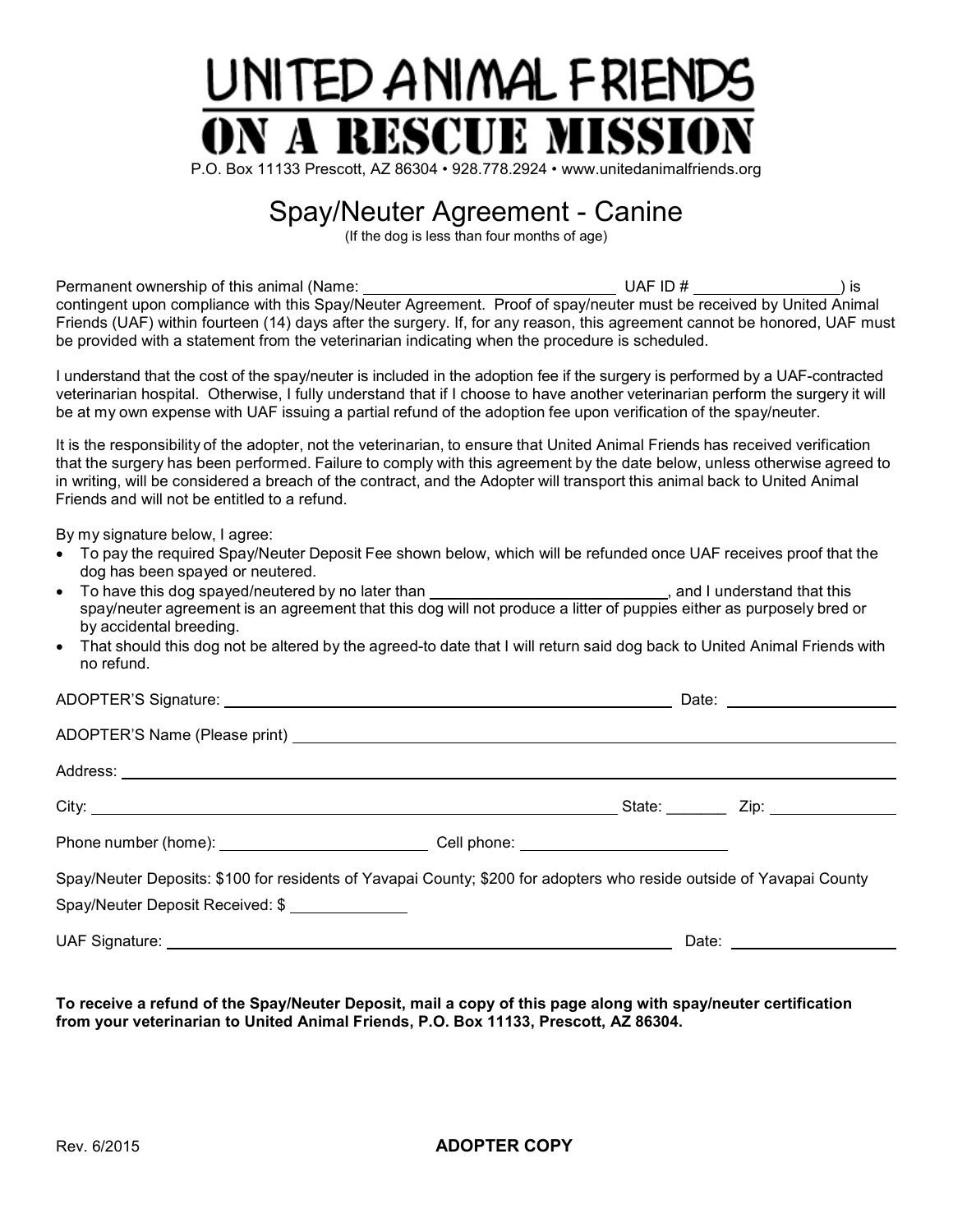# UNITED ANIMAL FRIENDS

# ON A RESCUE MISSION

P.O. Box 11133 Prescott, AZ 86304 • 928.778.2924 • www.unitedanimalfriends.org

## Spay/Neuter Agreement - Canine

(If the dog is less than four months of age)

Permanent ownership of this animal (Name: ______________________________ UAF ID # ________________) is contingent upon compliance with this Spay/Neuter Agreement. Proof of spay/neuter must be received by United Animal Friends (UAF) within fourteen (14) days after the surgery. If, for any reason, this agreement cannot be honored, UAF must be provided with a statement from the veterinarian indicating when the procedure is scheduled.

I understand that the cost of the spay/neuter is included in the adoption fee if the surgery is performed by a UAF-contracted veterinarian hospital. Otherwise, I fully understand that if I choose to have another veterinarian perform the surgery it will be at my own expense with UAF issuing a partial refund of the adoption fee upon verification of the spay/neuter.

It is the responsibility of the adopter, not the veterinarian, to ensure that United Animal Friends has received verification that the surgery has been performed. Failure to comply with this agreement by the date below, unless otherwise agreed to in writing, will be considered a breach of the contract, and the Adopter will transport this animal back to United Animal Friends and will not be entitled to a refund.

By my signature below, I agree:

- To pay the required Spay/Neuter Deposit Fee shown below, which will be refunded once UAF receives proof that the dog has been spayed or neutered.
- To have this dog spayed/neutered by no later than ___________________________, and I understand that this spay/neuter agreement is an agreement that this dog will not produce a litter of puppies either as purposely bred or by accidental breeding.
- That should this dog not be altered by the agreed-to date that I will return said dog back to United Animal Friends with no refund.

ADOPTER'S Signature: ______________________________________________ Date: ____________________

ADOPTER'S Name (Please print) ______________________________________________

Address: ______________________________________________

City: ______________________________________________ State: _______ Zip: ______________

Phone number (home): ________________________ Cell phone: ________________________

Spay/Neuter Deposits: $100 for residents of Yavapai County; $200 for adopters who reside outside of Yavapai County

Spay/Neuter Deposit Received: $ _____________

UAF Signature: ______________________________________________ Date: ____________________

**To receive a refund of the Spay/Neuter Deposit, mail a copy of this page along with spay/neuter certification from your veterinarian to United Animal Friends, P.O. Box 11133, Prescott, AZ 86304.**

Rev. 6/2015

**ADOPTER COPY**